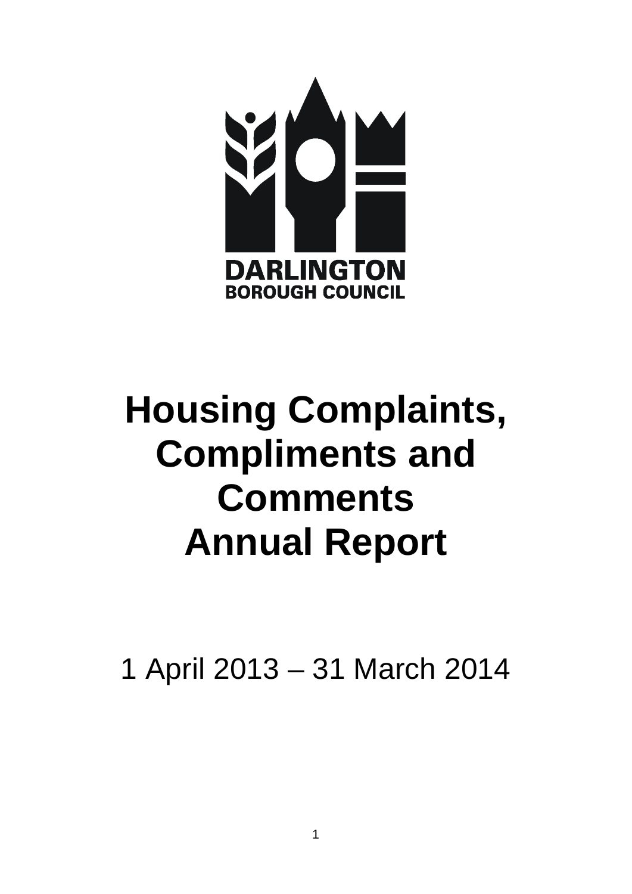DARLINGTON
BOROUGH COUNCIL

# Housing Complaints, Compliments and Comments Annual Report

1 April 2013 – 31 March 2014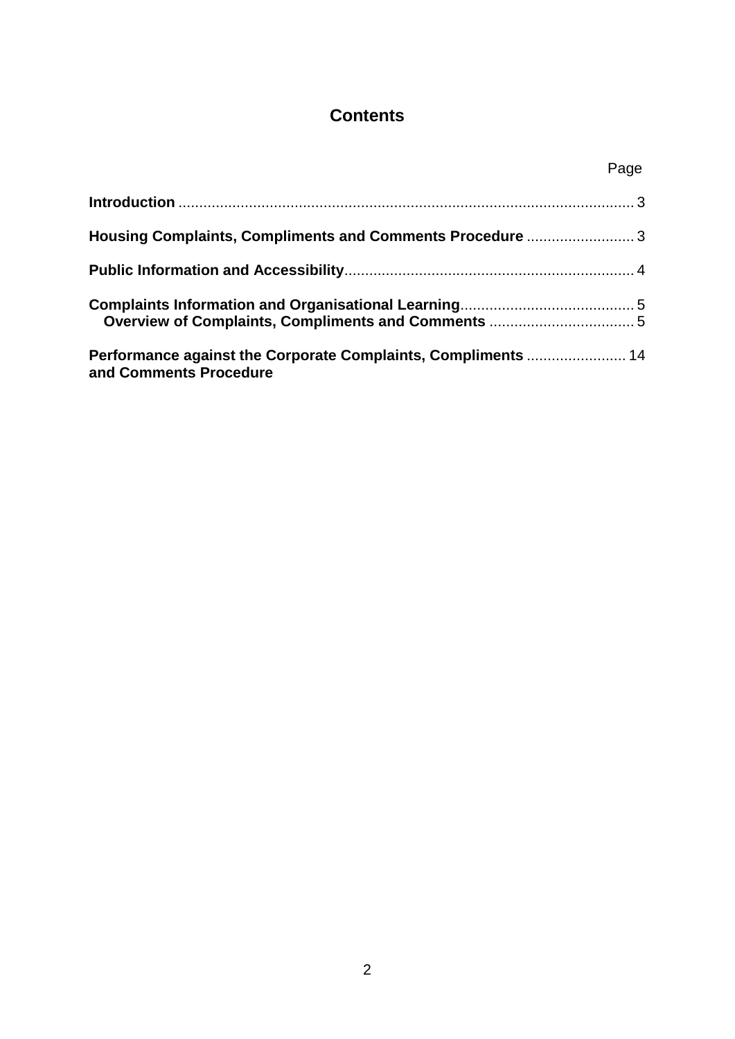# Contents

| | Page |
|---|---|
| **Introduction** | 3 |
| **Housing Complaints, Compliments and Comments Procedure** | 3 |
| **Public Information and Accessibility** | 4 |
| **Complaints Information and Organisational Learning** | 5 |
| **Overview of Complaints, Compliments and Comments** | 5 |
| **Performance against the Corporate Complaints, Compliments and Comments Procedure** | 14 |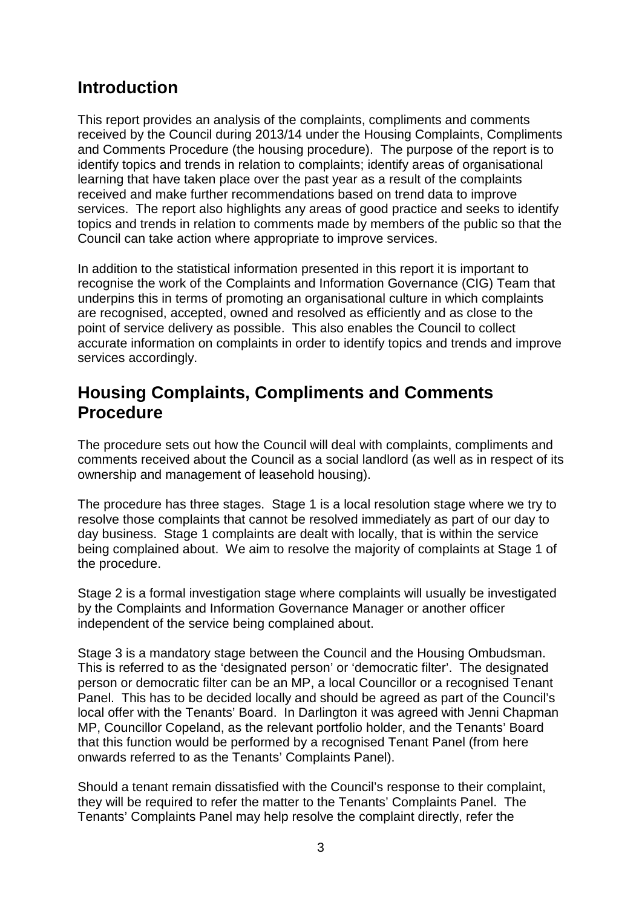## Introduction

This report provides an analysis of the complaints, compliments and comments received by the Council during 2013/14 under the Housing Complaints, Compliments and Comments Procedure (the housing procedure). The purpose of the report is to identify topics and trends in relation to complaints; identify areas of organisational learning that have taken place over the past year as a result of the complaints received and make further recommendations based on trend data to improve services. The report also highlights any areas of good practice and seeks to identify topics and trends in relation to comments made by members of the public so that the Council can take action where appropriate to improve services.

In addition to the statistical information presented in this report it is important to recognise the work of the Complaints and Information Governance (CIG) Team that underpins this in terms of promoting an organisational culture in which complaints are recognised, accepted, owned and resolved as efficiently and as close to the point of service delivery as possible. This also enables the Council to collect accurate information on complaints in order to identify topics and trends and improve services accordingly.

## Housing Complaints, Compliments and Comments Procedure

The procedure sets out how the Council will deal with complaints, compliments and comments received about the Council as a social landlord (as well as in respect of its ownership and management of leasehold housing).

The procedure has three stages. Stage 1 is a local resolution stage where we try to resolve those complaints that cannot be resolved immediately as part of our day to day business. Stage 1 complaints are dealt with locally, that is within the service being complained about. We aim to resolve the majority of complaints at Stage 1 of the procedure.

Stage 2 is a formal investigation stage where complaints will usually be investigated by the Complaints and Information Governance Manager or another officer independent of the service being complained about.

Stage 3 is a mandatory stage between the Council and the Housing Ombudsman. This is referred to as the 'designated person' or 'democratic filter'. The designated person or democratic filter can be an MP, a local Councillor or a recognised Tenant Panel. This has to be decided locally and should be agreed as part of the Council's local offer with the Tenants' Board. In Darlington it was agreed with Jenni Chapman MP, Councillor Copeland, as the relevant portfolio holder, and the Tenants' Board that this function would be performed by a recognised Tenant Panel (from here onwards referred to as the Tenants' Complaints Panel).

Should a tenant remain dissatisfied with the Council's response to their complaint, they will be required to refer the matter to the Tenants' Complaints Panel. The Tenants' Complaints Panel may help resolve the complaint directly, refer the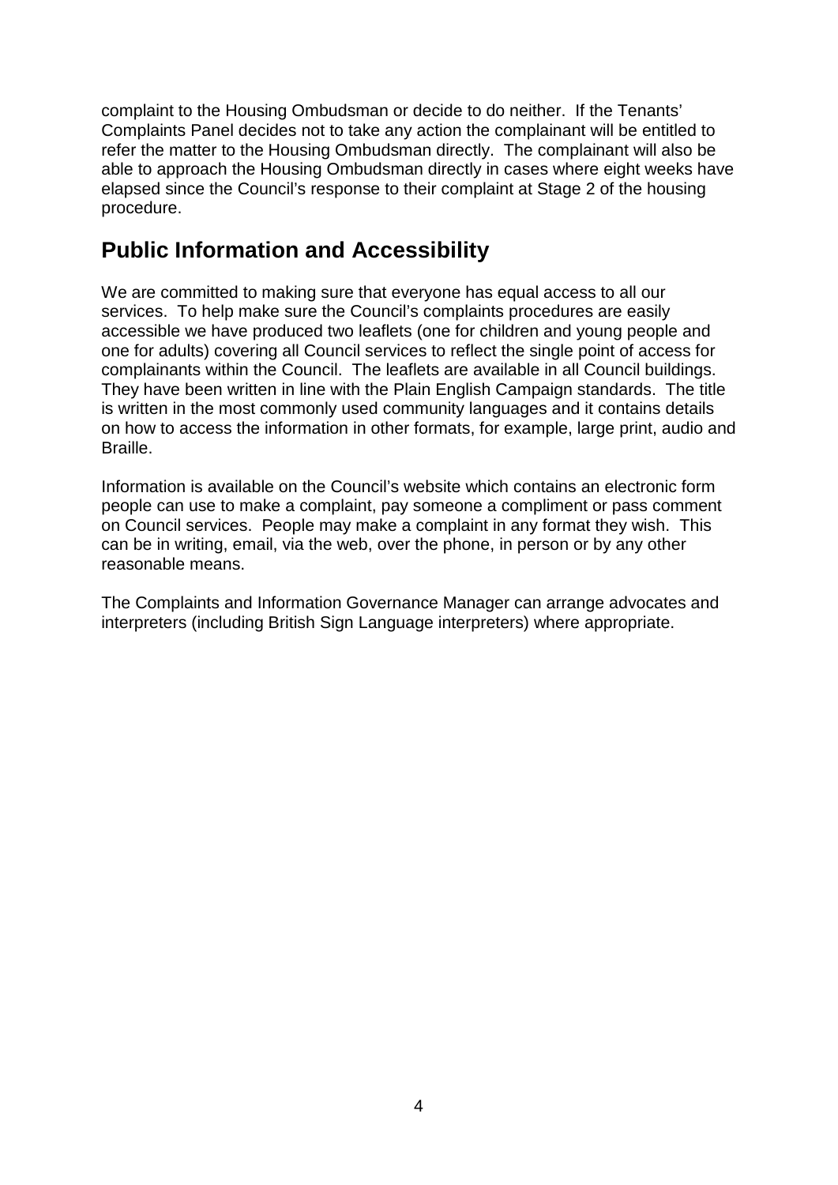complaint to the Housing Ombudsman or decide to do neither. If the Tenants' Complaints Panel decides not to take any action the complainant will be entitled to refer the matter to the Housing Ombudsman directly. The complainant will also be able to approach the Housing Ombudsman directly in cases where eight weeks have elapsed since the Council's response to their complaint at Stage 2 of the housing procedure.

## Public Information and Accessibility

We are committed to making sure that everyone has equal access to all our services. To help make sure the Council's complaints procedures are easily accessible we have produced two leaflets (one for children and young people and one for adults) covering all Council services to reflect the single point of access for complainants within the Council. The leaflets are available in all Council buildings. They have been written in line with the Plain English Campaign standards. The title is written in the most commonly used community languages and it contains details on how to access the information in other formats, for example, large print, audio and Braille.

Information is available on the Council's website which contains an electronic form people can use to make a complaint, pay someone a compliment or pass comment on Council services. People may make a complaint in any format they wish. This can be in writing, email, via the web, over the phone, in person or by any other reasonable means.

The Complaints and Information Governance Manager can arrange advocates and interpreters (including British Sign Language interpreters) where appropriate.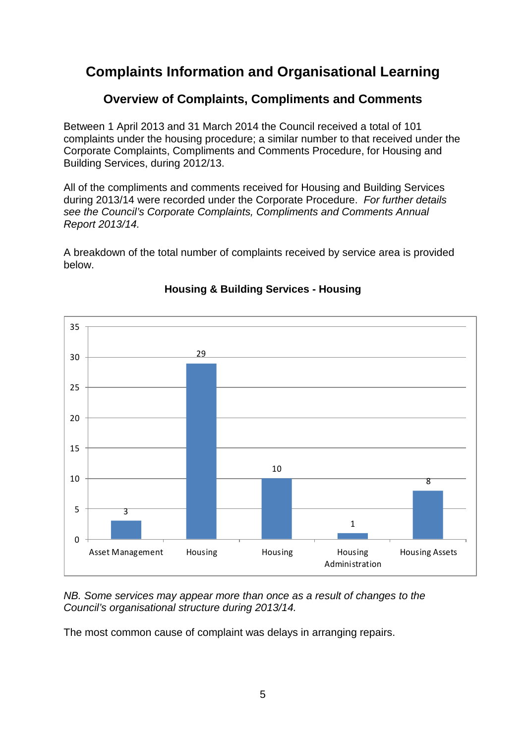# Complaints Information and Organisational Learning

## Overview of Complaints, Compliments and Comments

Between 1 April 2013 and 31 March 2014 the Council received a total of 101 complaints under the housing procedure; a similar number to that received under the Corporate Complaints, Compliments and Comments Procedure, for Housing and Building Services, during 2012/13.

All of the compliments and comments received for Housing and Building Services during 2013/14 were recorded under the Corporate Procedure. *For further details see the Council's Corporate Complaints, Compliments and Comments Annual Report 2013/14.*

A breakdown of the total number of complaints received by service area is provided below.

**Housing & Building Services - Housing**

| Service area | Number of complaints |
|---|---|
| Asset Management | 3 |
| Housing | 29 |
| Housing | 10 |
| Housing Administration | 1 |
| Housing Assets | 8 |

*NB. Some services may appear more than once as a result of changes to the Council's organisational structure during 2013/14.*

The most common cause of complaint was delays in arranging repairs.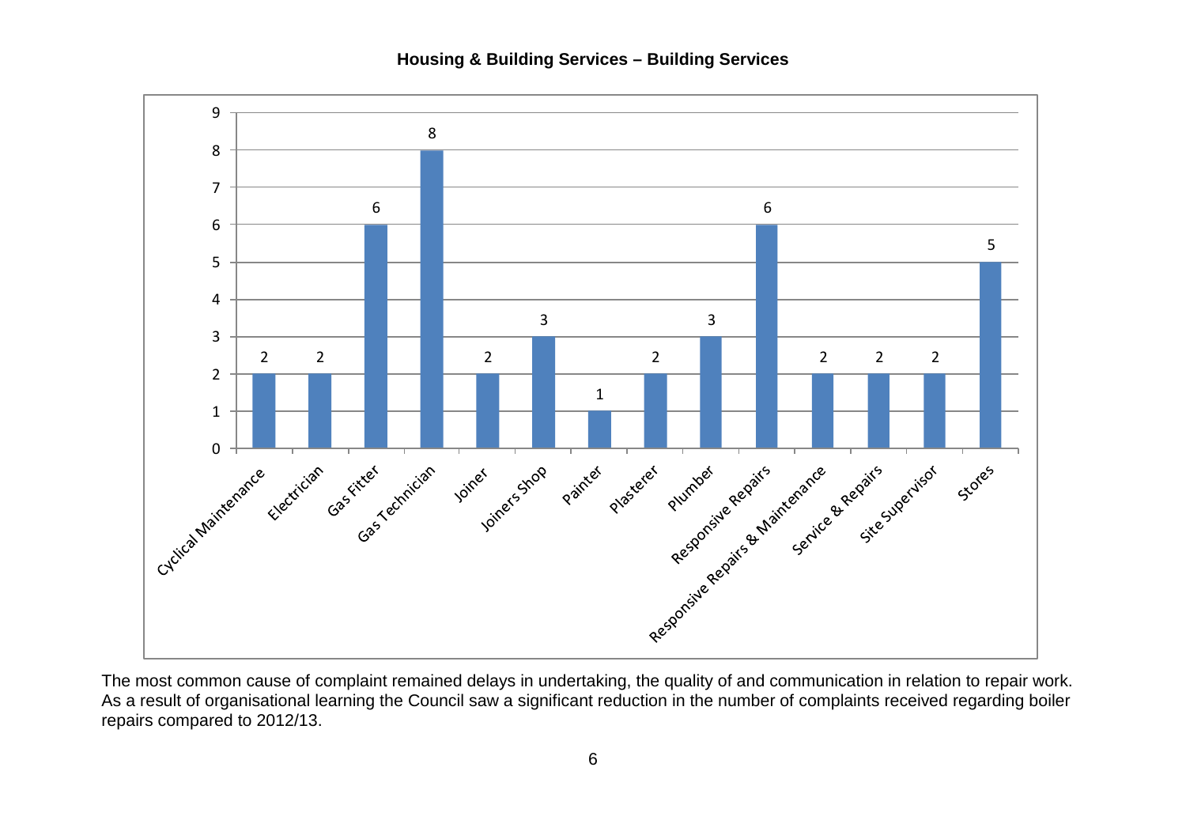**Housing & Building Services – Building Services**

| Category | Complaints |
|---|---|
| Cyclical Maintenance | 2 |
| Electrician | 2 |
| Gas Fitter | 6 |
| Gas Technician | 8 |
| Joiner | 2 |
| Joiners Shop | 3 |
| Painter | 1 |
| Plasterer | 2 |
| Plumber | 3 |
| Responsive Repairs | 6 |
| Responsive Repairs & Maintenance | 2 |
| Service & Repairs | 2 |
| Site Supervisor | 2 |
| Stores | 5 |

The most common cause of complaint remained delays in undertaking, the quality of and communication in relation to repair work. As a result of organisational learning the Council saw a significant reduction in the number of complaints received regarding boiler repairs compared to 2012/13.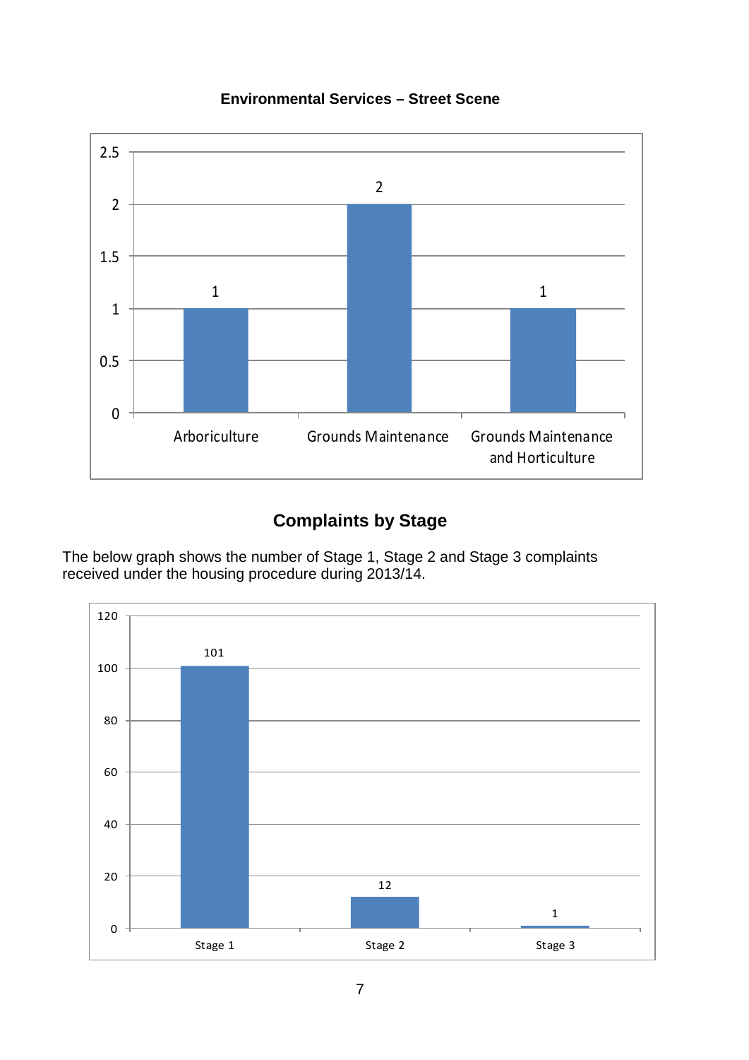**Environmental Services – Street Scene**

| Category | Count |
|---|---|
| Arboriculture | 1 |
| Grounds Maintenance | 2 |
| Grounds Maintenance and Horticulture | 1 |

## Complaints by Stage

The below graph shows the number of Stage 1, Stage 2 and Stage 3 complaints received under the housing procedure during 2013/14.

| Stage | Count |
|---|---|
| Stage 1 | 101 |
| Stage 2 | 12 |
| Stage 3 | 1 |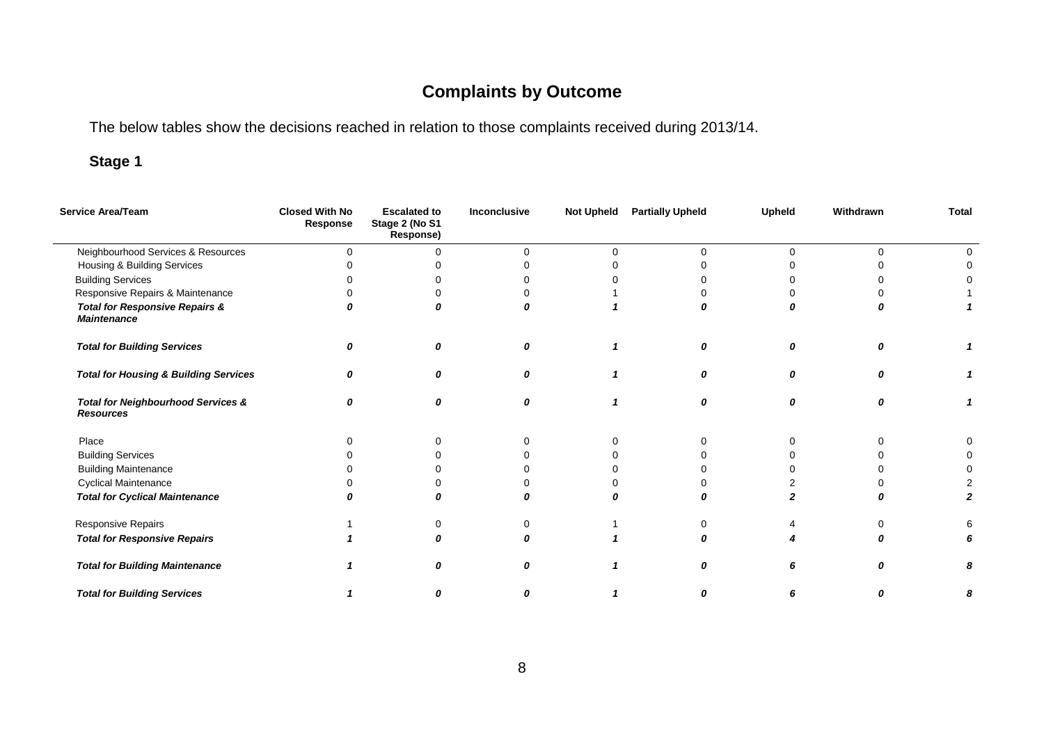# Complaints by Outcome

The below tables show the decisions reached in relation to those complaints received during 2013/14.

## Stage 1

| Service Area/Team | Closed With No Response | Escalated to Stage 2 (No S1 Response) | Inconclusive | Not Upheld | Partially Upheld | Upheld | Withdrawn | Total |
|---|---|---|---|---|---|---|---|---|
| Neighbourhood Services & Resources | 0 | 0 | 0 | 0 | 0 | 0 | 0 | 0 |
| Housing & Building Services | 0 | 0 | 0 | 0 | 0 | 0 | 0 | 0 |
| Building Services | 0 | 0 | 0 | 0 | 0 | 0 | 0 | 0 |
| Responsive Repairs & Maintenance | 0 | 0 | 0 | 1 | 0 | 0 | 0 | 1 |
| ***Total for Responsive Repairs & Maintenance*** | ***0*** | ***0*** | ***0*** | ***1*** | ***0*** | ***0*** | ***0*** | ***1*** |
| ***Total for Building Services*** | ***0*** | ***0*** | ***0*** | ***1*** | ***0*** | ***0*** | ***0*** | ***1*** |
| ***Total for Housing & Building Services*** | ***0*** | ***0*** | ***0*** | ***1*** | ***0*** | ***0*** | ***0*** | ***1*** |
| ***Total for Neighbourhood Services & Resources*** | ***0*** | ***0*** | ***0*** | ***1*** | ***0*** | ***0*** | ***0*** | ***1*** |
| Place | 0 | 0 | 0 | 0 | 0 | 0 | 0 | 0 |
| Building Services | 0 | 0 | 0 | 0 | 0 | 0 | 0 | 0 |
| Building Maintenance | 0 | 0 | 0 | 0 | 0 | 0 | 0 | 0 |
| Cyclical Maintenance | 0 | 0 | 0 | 0 | 0 | 2 | 0 | 2 |
| ***Total for Cyclical Maintenance*** | ***0*** | ***0*** | ***0*** | ***0*** | ***0*** | ***2*** | ***0*** | ***2*** |
| Responsive Repairs | 1 | 0 | 0 | 1 | 0 | 4 | 0 | 6 |
| ***Total for Responsive Repairs*** | ***1*** | ***0*** | ***0*** | ***1*** | ***0*** | ***4*** | ***0*** | ***6*** |
| ***Total for Building Maintenance*** | ***1*** | ***0*** | ***0*** | ***1*** | ***0*** | ***6*** | ***0*** | ***8*** |
| ***Total for Building Services*** | ***1*** | ***0*** | ***0*** | ***1*** | ***0*** | ***6*** | ***0*** | ***8*** |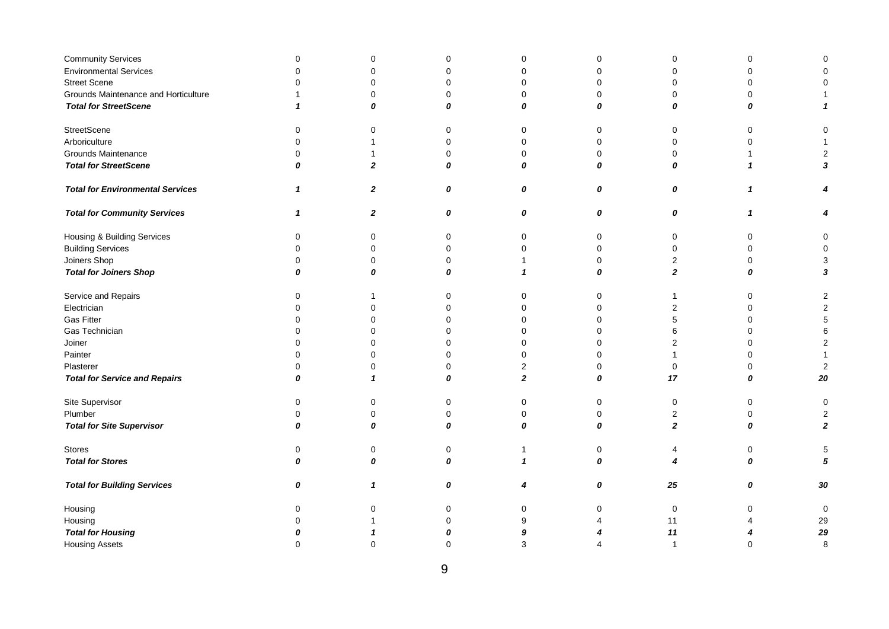| | | | | | | | | |
|---|---|---|---|---|---|---|---|---|
| Community Services | 0 | 0 | 0 | 0 | 0 | 0 | 0 | 0 |
| Environmental Services | 0 | 0 | 0 | 0 | 0 | 0 | 0 | 0 |
| Street Scene | 0 | 0 | 0 | 0 | 0 | 0 | 0 | 0 |
| Grounds Maintenance and Horticulture | 1 | 0 | 0 | 0 | 0 | 0 | 0 | 1 |
| ***Total for StreetScene*** | ***1*** | ***0*** | ***0*** | ***0*** | ***0*** | ***0*** | ***0*** | ***1*** |
| StreetScene | 0 | 0 | 0 | 0 | 0 | 0 | 0 | 0 |
| Arboriculture | 0 | 1 | 0 | 0 | 0 | 0 | 0 | 1 |
| Grounds Maintenance | 0 | 1 | 0 | 0 | 0 | 0 | 1 | 2 |
| ***Total for StreetScene*** | ***0*** | ***2*** | ***0*** | ***0*** | ***0*** | ***0*** | ***1*** | ***3*** |
| ***Total for Environmental Services*** | ***1*** | ***2*** | ***0*** | ***0*** | ***0*** | ***0*** | ***1*** | ***4*** |
| ***Total for Community Services*** | ***1*** | ***2*** | ***0*** | ***0*** | ***0*** | ***0*** | ***1*** | ***4*** |
| Housing & Building Services | 0 | 0 | 0 | 0 | 0 | 0 | 0 | 0 |
| Building Services | 0 | 0 | 0 | 0 | 0 | 0 | 0 | 0 |
| Joiners Shop | 0 | 0 | 0 | 1 | 0 | 2 | 0 | 3 |
| ***Total for Joiners Shop*** | ***0*** | ***0*** | ***0*** | ***1*** | ***0*** | ***2*** | ***0*** | ***3*** |
| Service and Repairs | 0 | 1 | 0 | 0 | 0 | 1 | 0 | 2 |
| Electrician | 0 | 0 | 0 | 0 | 0 | 2 | 0 | 2 |
| Gas Fitter | 0 | 0 | 0 | 0 | 0 | 5 | 0 | 5 |
| Gas Technician | 0 | 0 | 0 | 0 | 0 | 6 | 0 | 6 |
| Joiner | 0 | 0 | 0 | 0 | 0 | 2 | 0 | 2 |
| Painter | 0 | 0 | 0 | 0 | 0 | 1 | 0 | 1 |
| Plasterer | 0 | 0 | 0 | 2 | 0 | 0 | 0 | 2 |
| ***Total for Service and Repairs*** | ***0*** | ***1*** | ***0*** | ***2*** | ***0*** | ***17*** | ***0*** | ***20*** |
| Site Supervisor | 0 | 0 | 0 | 0 | 0 | 0 | 0 | 0 |
| Plumber | 0 | 0 | 0 | 0 | 0 | 2 | 0 | 2 |
| ***Total for Site Supervisor*** | ***0*** | ***0*** | ***0*** | ***0*** | ***0*** | ***2*** | ***0*** | ***2*** |
| Stores | 0 | 0 | 0 | 1 | 0 | 4 | 0 | 5 |
| ***Total for Stores*** | ***0*** | ***0*** | ***0*** | ***1*** | ***0*** | ***4*** | ***0*** | ***5*** |
| ***Total for Building Services*** | ***0*** | ***1*** | ***0*** | ***4*** | ***0*** | ***25*** | ***0*** | ***30*** |
| Housing | 0 | 0 | 0 | 0 | 0 | 0 | 0 | 0 |
| Housing | 0 | 1 | 0 | 9 | 4 | 11 | 4 | 29 |
| ***Total for Housing*** | ***0*** | ***1*** | ***0*** | ***9*** | ***4*** | ***11*** | ***4*** | ***29*** |
| Housing Assets | 0 | 0 | 0 | 3 | 4 | 1 | 0 | 8 |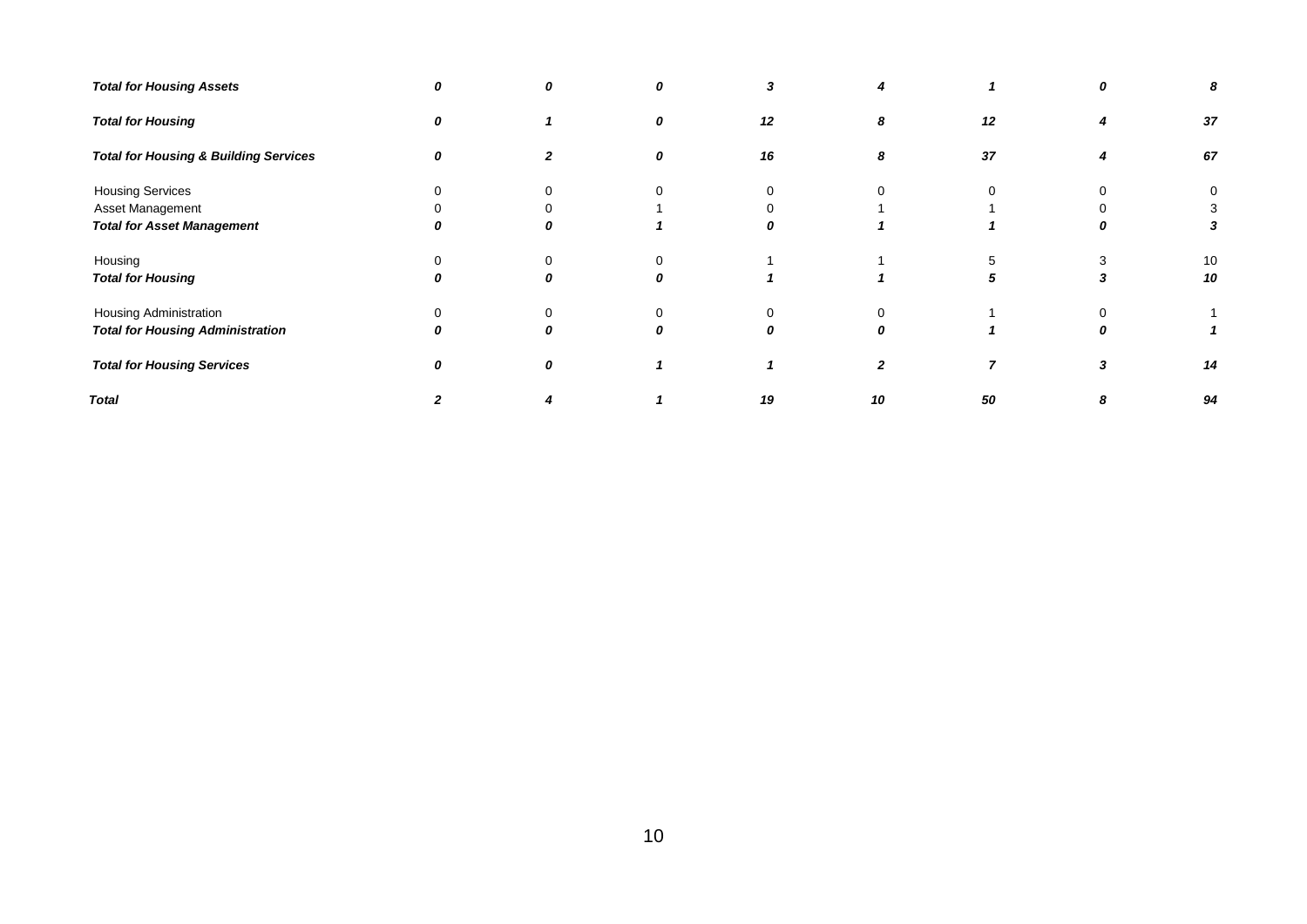| | | | | | | | | |
|---|---|---|---|---|---|---|---|---|
| ***Total for Housing Assets*** | ***0*** | ***0*** | ***0*** | ***3*** | ***4*** | ***1*** | ***0*** | ***8*** |
| ***Total for Housing*** | ***0*** | ***1*** | ***0*** | ***12*** | ***8*** | ***12*** | ***4*** | ***37*** |
| ***Total for Housing & Building Services*** | ***0*** | ***2*** | ***0*** | ***16*** | ***8*** | ***37*** | ***4*** | ***67*** |
| Housing Services | 0 | 0 | 0 | 0 | 0 | 0 | 0 | 0 |
| Asset Management | 0 | 0 | 1 | 0 | 1 | 1 | 0 | 3 |
| ***Total for Asset Management*** | ***0*** | ***0*** | ***1*** | ***0*** | ***1*** | ***1*** | ***0*** | ***3*** |
| Housing | 0 | 0 | 0 | 1 | 1 | 5 | 3 | 10 |
| ***Total for Housing*** | ***0*** | ***0*** | ***0*** | ***1*** | ***1*** | ***5*** | ***3*** | ***10*** |
| Housing Administration | 0 | 0 | 0 | 0 | 0 | 1 | 0 | 1 |
| ***Total for Housing Administration*** | ***0*** | ***0*** | ***0*** | ***0*** | ***0*** | ***1*** | ***0*** | ***1*** |
| ***Total for Housing Services*** | ***0*** | ***0*** | ***1*** | ***1*** | ***2*** | ***7*** | ***3*** | ***14*** |
| ***Total*** | ***2*** | ***4*** | ***1*** | ***19*** | ***10*** | ***50*** | ***8*** | ***94*** |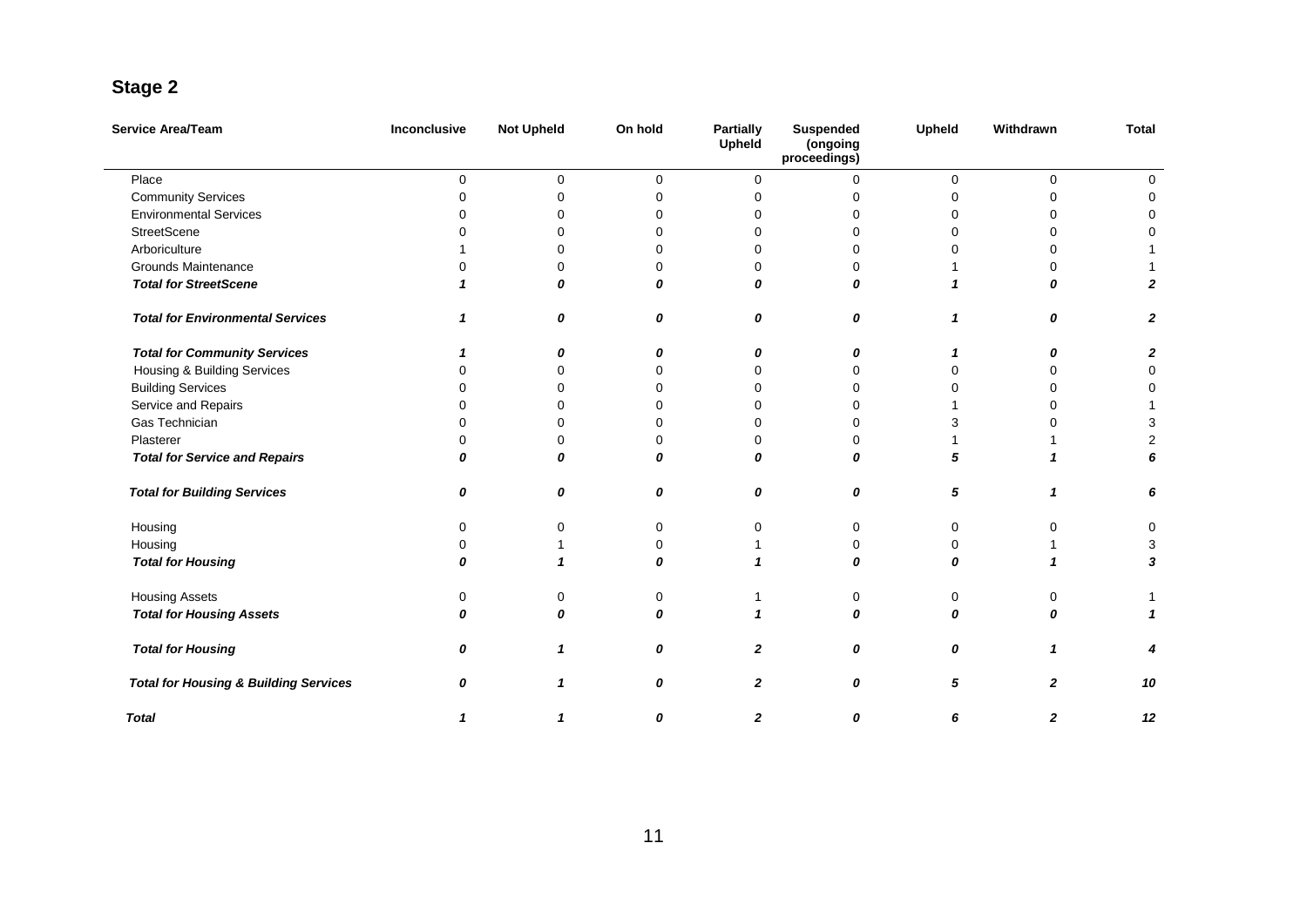## Stage 2

| Service Area/Team | Inconclusive | Not Upheld | On hold | Partially Upheld | Suspended (ongoing proceedings) | Upheld | Withdrawn | Total |
|---|---|---|---|---|---|---|---|---|
| Place | 0 | 0 | 0 | 0 | 0 | 0 | 0 | 0 |
| Community Services | 0 | 0 | 0 | 0 | 0 | 0 | 0 | 0 |
| Environmental Services | 0 | 0 | 0 | 0 | 0 | 0 | 0 | 0 |
| StreetScene | 0 | 0 | 0 | 0 | 0 | 0 | 0 | 0 |
| Arboriculture | 1 | 0 | 0 | 0 | 0 | 0 | 0 | 1 |
| Grounds Maintenance | 0 | 0 | 0 | 0 | 0 | 1 | 0 | 1 |
| ***Total for StreetScene*** | ***1*** | ***0*** | ***0*** | ***0*** | ***0*** | ***1*** | ***0*** | ***2*** |
| ***Total for Environmental Services*** | ***1*** | ***0*** | ***0*** | ***0*** | ***0*** | ***1*** | ***0*** | ***2*** |
| ***Total for Community Services*** | ***1*** | ***0*** | ***0*** | ***0*** | ***0*** | ***1*** | ***0*** | ***2*** |
| Housing & Building Services | 0 | 0 | 0 | 0 | 0 | 0 | 0 | 0 |
| Building Services | 0 | 0 | 0 | 0 | 0 | 0 | 0 | 0 |
| Service and Repairs | 0 | 0 | 0 | 0 | 0 | 1 | 0 | 1 |
| Gas Technician | 0 | 0 | 0 | 0 | 0 | 3 | 0 | 3 |
| Plasterer | 0 | 0 | 0 | 0 | 0 | 1 | 1 | 2 |
| ***Total for Service and Repairs*** | ***0*** | ***0*** | ***0*** | ***0*** | ***0*** | ***5*** | ***1*** | ***6*** |
| ***Total for Building Services*** | ***0*** | ***0*** | ***0*** | ***0*** | ***0*** | ***5*** | ***1*** | ***6*** |
| Housing | 0 | 0 | 0 | 0 | 0 | 0 | 0 | 0 |
| Housing | 0 | 1 | 0 | 1 | 0 | 0 | 1 | 3 |
| ***Total for Housing*** | ***0*** | ***1*** | ***0*** | ***1*** | ***0*** | ***0*** | ***1*** | ***3*** |
| Housing Assets | 0 | 0 | 0 | 1 | 0 | 0 | 0 | 1 |
| ***Total for Housing Assets*** | ***0*** | ***0*** | ***0*** | ***1*** | ***0*** | ***0*** | ***0*** | ***1*** |
| ***Total for Housing*** | ***0*** | ***1*** | ***0*** | ***2*** | ***0*** | ***0*** | ***1*** | ***4*** |
| ***Total for Housing & Building Services*** | ***0*** | ***1*** | ***0*** | ***2*** | ***0*** | ***5*** | ***2*** | ***10*** |
| ***Total*** | ***1*** | ***1*** | ***0*** | ***2*** | ***0*** | ***6*** | ***2*** | ***12*** |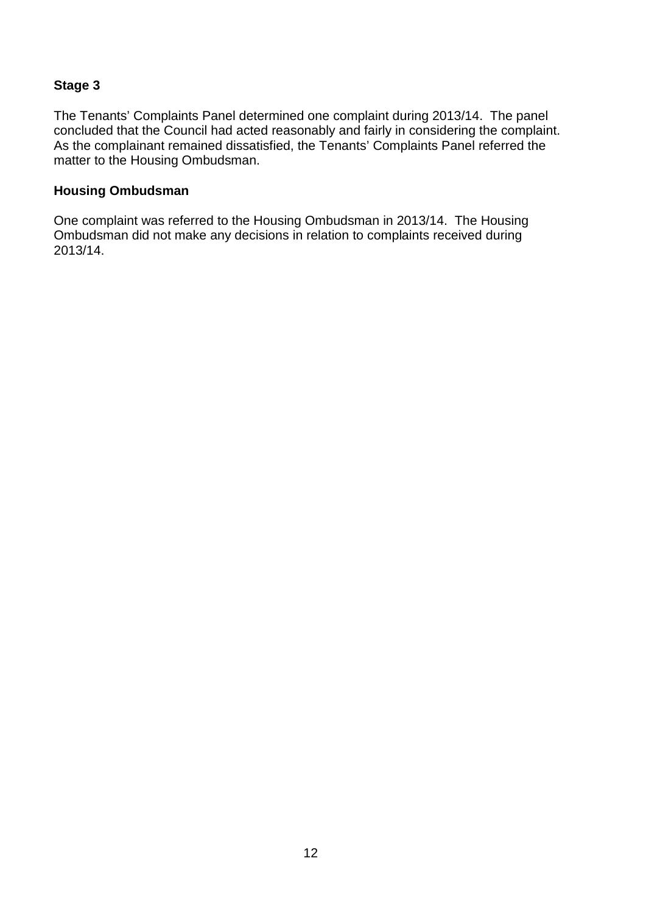### Stage 3

The Tenants' Complaints Panel determined one complaint during 2013/14. The panel concluded that the Council had acted reasonably and fairly in considering the complaint. As the complainant remained dissatisfied, the Tenants' Complaints Panel referred the matter to the Housing Ombudsman.

### Housing Ombudsman

One complaint was referred to the Housing Ombudsman in 2013/14. The Housing Ombudsman did not make any decisions in relation to complaints received during 2013/14.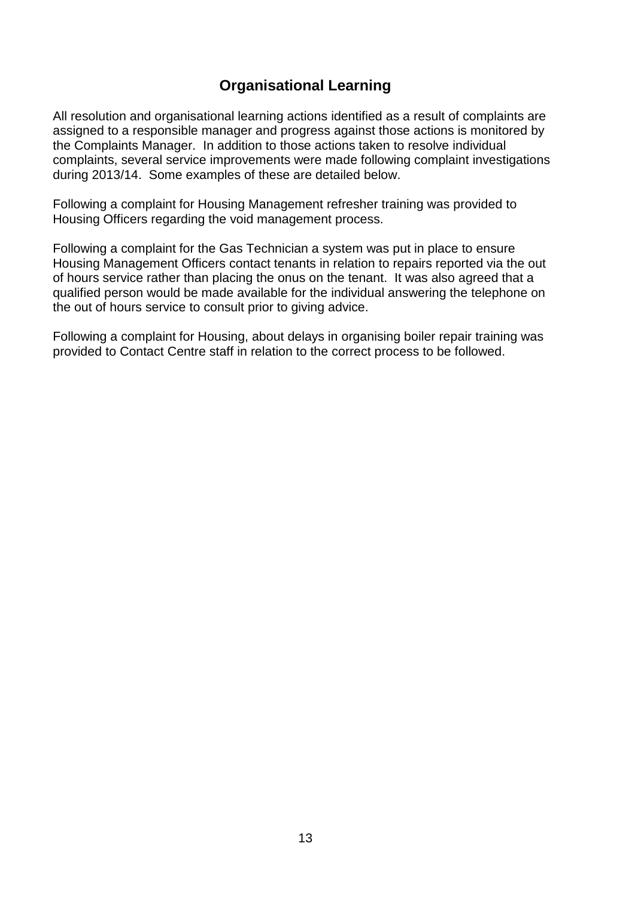## Organisational Learning

All resolution and organisational learning actions identified as a result of complaints are assigned to a responsible manager and progress against those actions is monitored by the Complaints Manager. In addition to those actions taken to resolve individual complaints, several service improvements were made following complaint investigations during 2013/14. Some examples of these are detailed below.

Following a complaint for Housing Management refresher training was provided to Housing Officers regarding the void management process.

Following a complaint for the Gas Technician a system was put in place to ensure Housing Management Officers contact tenants in relation to repairs reported via the out of hours service rather than placing the onus on the tenant. It was also agreed that a qualified person would be made available for the individual answering the telephone on the out of hours service to consult prior to giving advice.

Following a complaint for Housing, about delays in organising boiler repair training was provided to Contact Centre staff in relation to the correct process to be followed.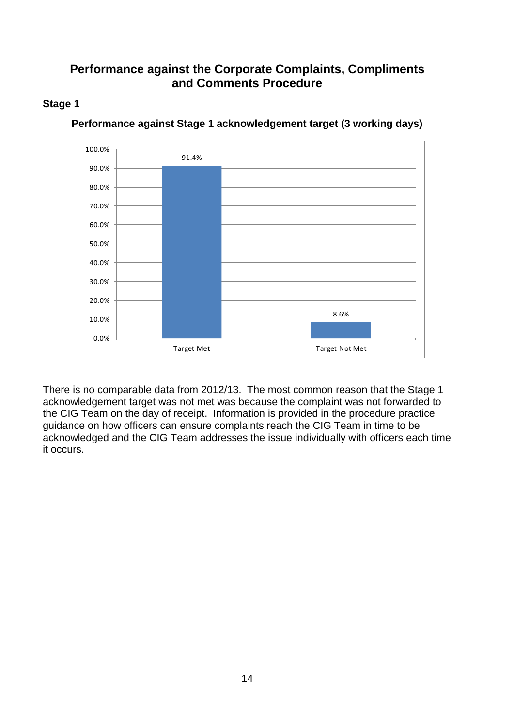## Performance against the Corporate Complaints, Compliments and Comments Procedure

### Stage 1

**Performance against Stage 1 acknowledgement target (3 working days)**

| | Percentage |
|---|---|
| Target Met | 91.4% |
| Target Not Met | 8.6% |

There is no comparable data from 2012/13. The most common reason that the Stage 1 acknowledgement target was not met was because the complaint was not forwarded to the CIG Team on the day of receipt. Information is provided in the procedure practice guidance on how officers can ensure complaints reach the CIG Team in time to be acknowledged and the CIG Team addresses the issue individually with officers each time it occurs.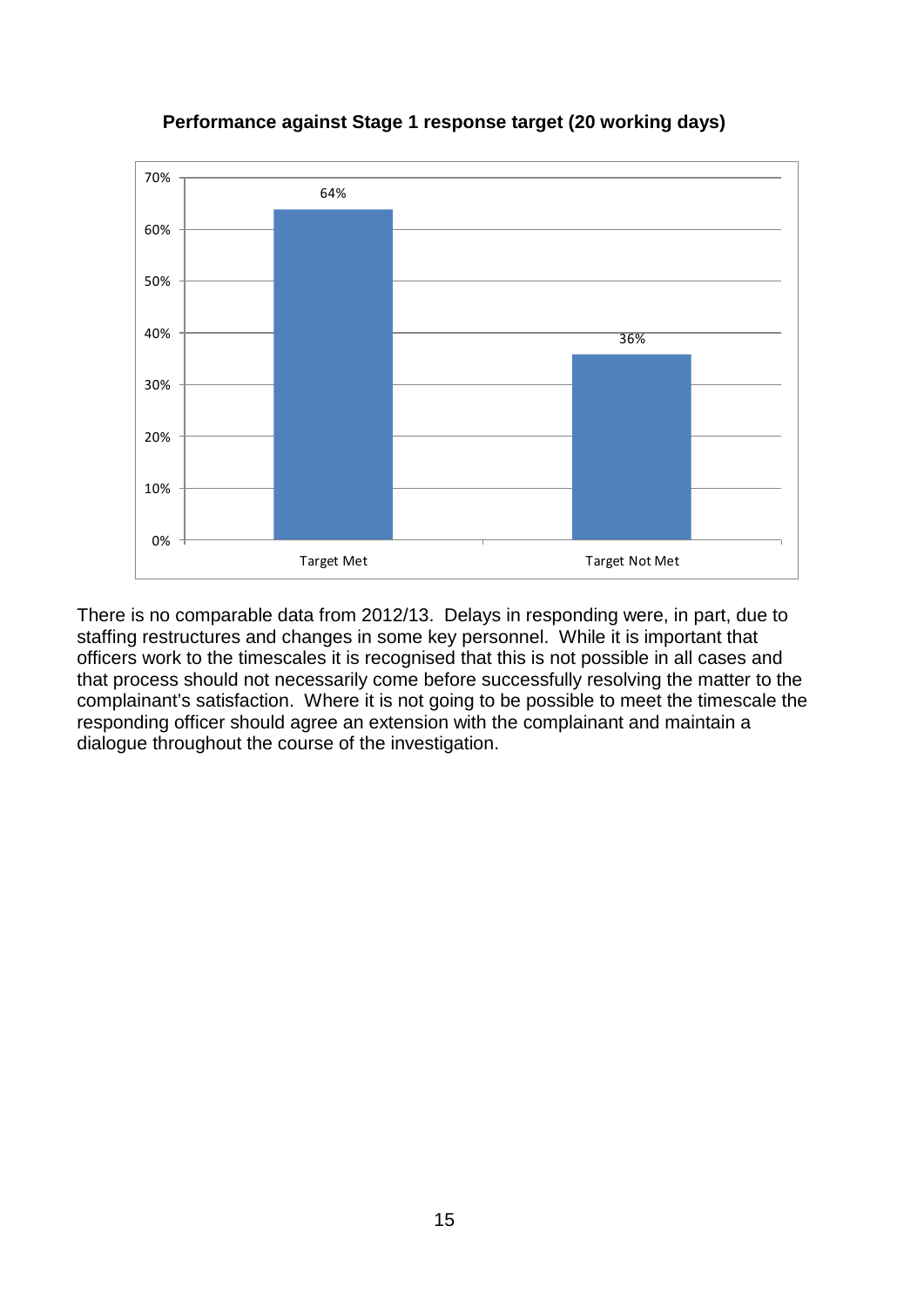**Performance against Stage 1 response target (20 working days)**

| | Percentage |
|---|---|
| Target Met | 64% |
| Target Not Met | 36% |

There is no comparable data from 2012/13. Delays in responding were, in part, due to staffing restructures and changes in some key personnel. While it is important that officers work to the timescales it is recognised that this is not possible in all cases and that process should not necessarily come before successfully resolving the matter to the complainant's satisfaction. Where it is not going to be possible to meet the timescale the responding officer should agree an extension with the complainant and maintain a dialogue throughout the course of the investigation.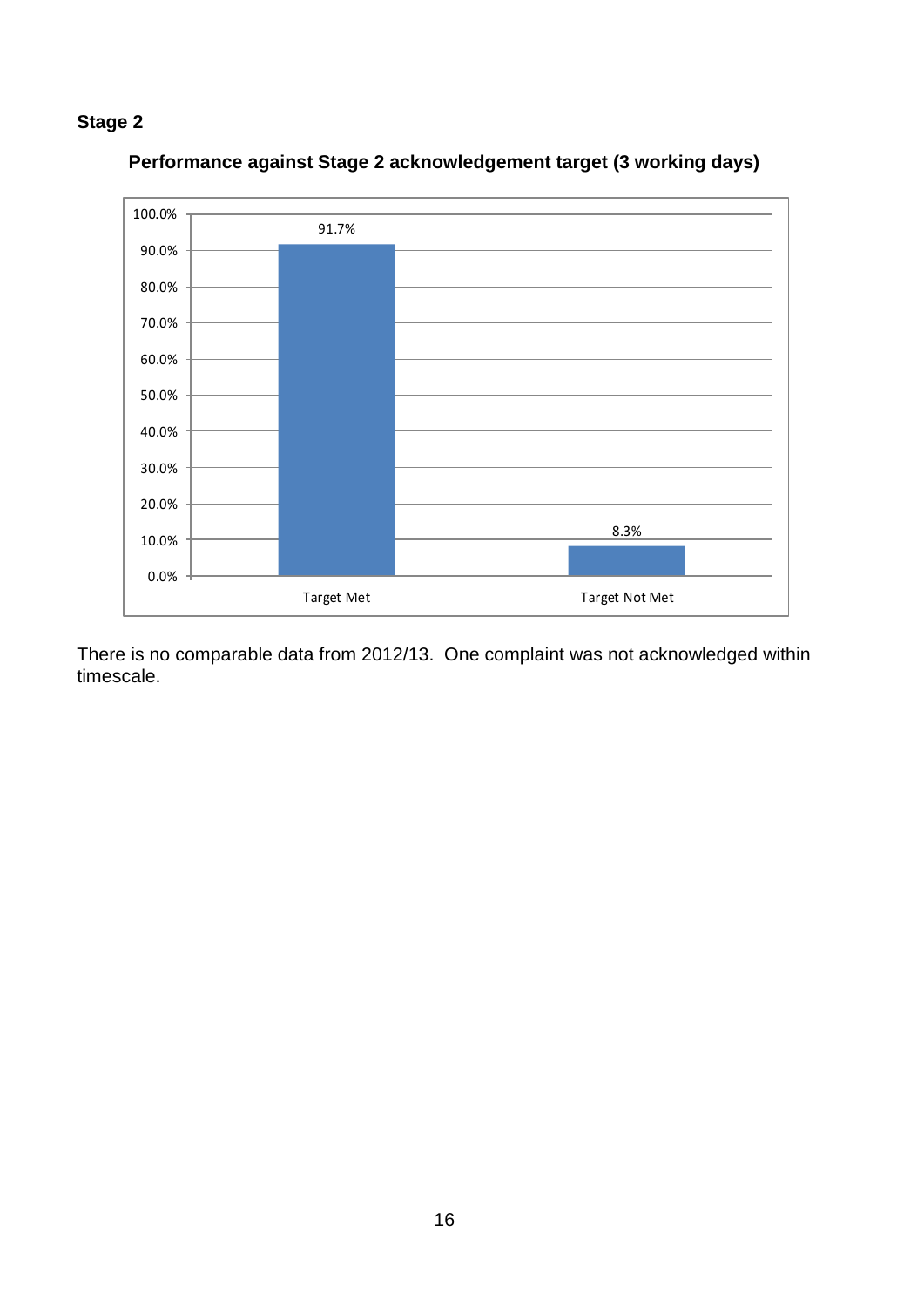**Stage 2**

**Performance against Stage 2 acknowledgement target (3 working days)**

| | Percentage |
| --- | --- |
| Target Met | 91.7% |
| Target Not Met | 8.3% |

There is no comparable data from 2012/13. One complaint was not acknowledged within timescale.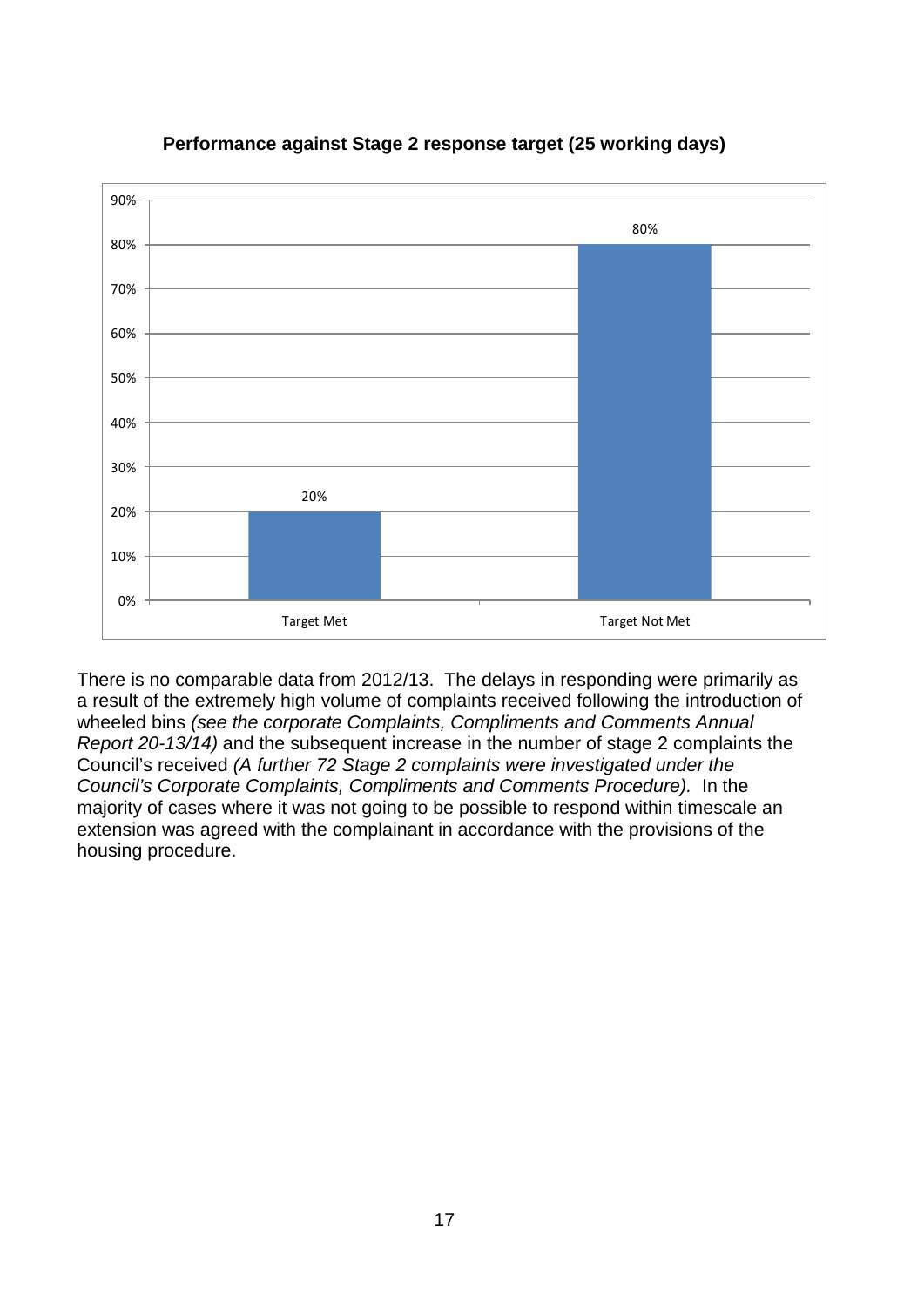**Performance against Stage 2 response target (25 working days)**

90%
80%
70%
60%
50%
40%
30%
20%
10%
0%

20%
80%

Target Met
Target Not Met

There is no comparable data from 2012/13. The delays in responding were primarily as a result of the extremely high volume of complaints received following the introduction of wheeled bins *(see the corporate Complaints, Compliments and Comments Annual Report 20-13/14)* and the subsequent increase in the number of stage 2 complaints the Council's received *(A further 72 Stage 2 complaints were investigated under the Council's Corporate Complaints, Compliments and Comments Procedure).* In the majority of cases where it was not going to be possible to respond within timescale an extension was agreed with the complainant in accordance with the provisions of the housing procedure.